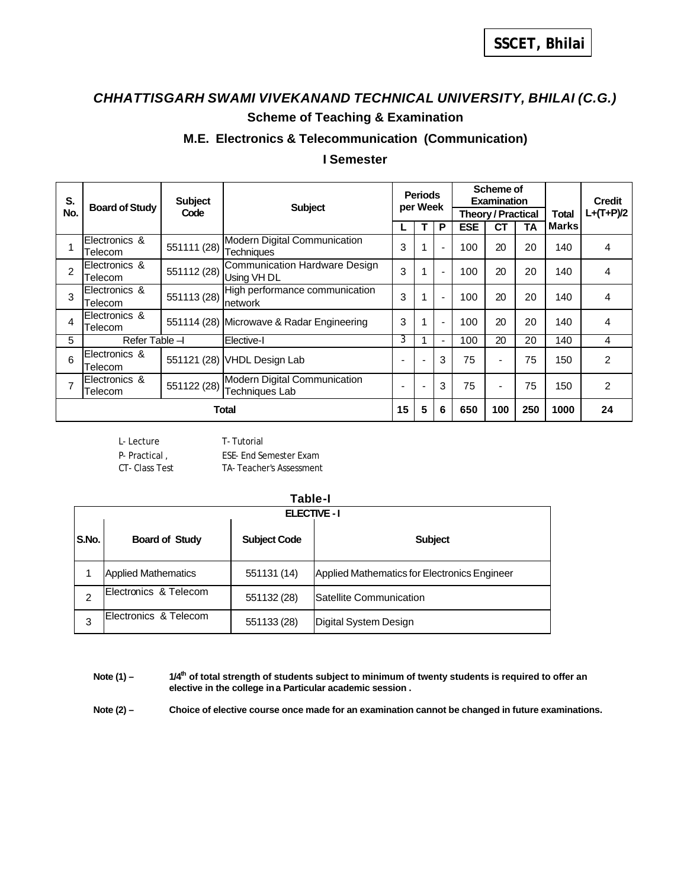SSCET, Bhilai

# *CHHATTISGARH SWAMI VIVEKANAND TECHNICAL UNIVERSITY, BHILAI (C.G.)*

## Scheme of Teaching & Examination

### M.E. Electronics & Telecommunication (Communication)

### I Semester

| S. No. | Board of Study | Subject Code | Subject | Periods per Week | | | Scheme of Examination | | | Total Marks | Credit L+(T+P)/2 |
|---|---|---|---|---|---|---|---|---|---|---|---|
| | | | | | | | Theory / Practical | | | | |
| | | | | L | T | P | ESE | CT | TA | | |
| 1 | Electronics & Telecom | 551111 (28) | Modern Digital Communication Techniques | 3 | 1 | - | 100 | 20 | 20 | 140 | 4 |
| 2 | Electronics & Telecom | 551112 (28) | Communication Hardware Design Using VH DL | 3 | 1 | - | 100 | 20 | 20 | 140 | 4 |
| 3 | Electronics & Telecom | 551113 (28) | High performance communication network | 3 | 1 | - | 100 | 20 | 20 | 140 | 4 |
| 4 | Electronics & Telecom | 551114 (28) | Microwave & Radar Engineering | 3 | 1 | - | 100 | 20 | 20 | 140 | 4 |
| 5 | Refer Table –I | | Elective-I | 3 | 1 | - | 100 | 20 | 20 | 140 | 4 |
| 6 | Electronics & Telecom | 551121 (28) | VHDL Design Lab | - | - | 3 | 75 | - | 75 | 150 | 2 |
| 7 | Electronics & Telecom | 551122 (28) | Modern Digital Communication Techniques Lab | - | - | 3 | 75 | - | 75 | 150 | 2 |
| **Total** | | | | **15** | **5** | **6** | **650** | **100** | **250** | **1000** | **24** |

L- Lecture T- Tutorial
P- Practical , ESE- End Semester Exam
CT- Class Test TA- Teacher's Assessment

**Table-I**

| ELECTIVE - I | | | |
|---|---|---|---|
| **S.No.** | **Board of Study** | **Subject Code** | **Subject** |
| 1 | Applied Mathematics | 551131 (14) | Applied Mathematics for Electronics Engineer |
| 2 | Electronics & Telecom | 551132 (28) | Satellite Communication |
| 3 | Electronics & Telecom | 551133 (28) | Digital System Design |

**Note (1) –** **1/4th of total strength of students subject to minimum of twenty students is required to offer an elective in the college in a Particular academic session .**

**Note (2) –** **Choice of elective course once made for an examination cannot be changed in future examinations.**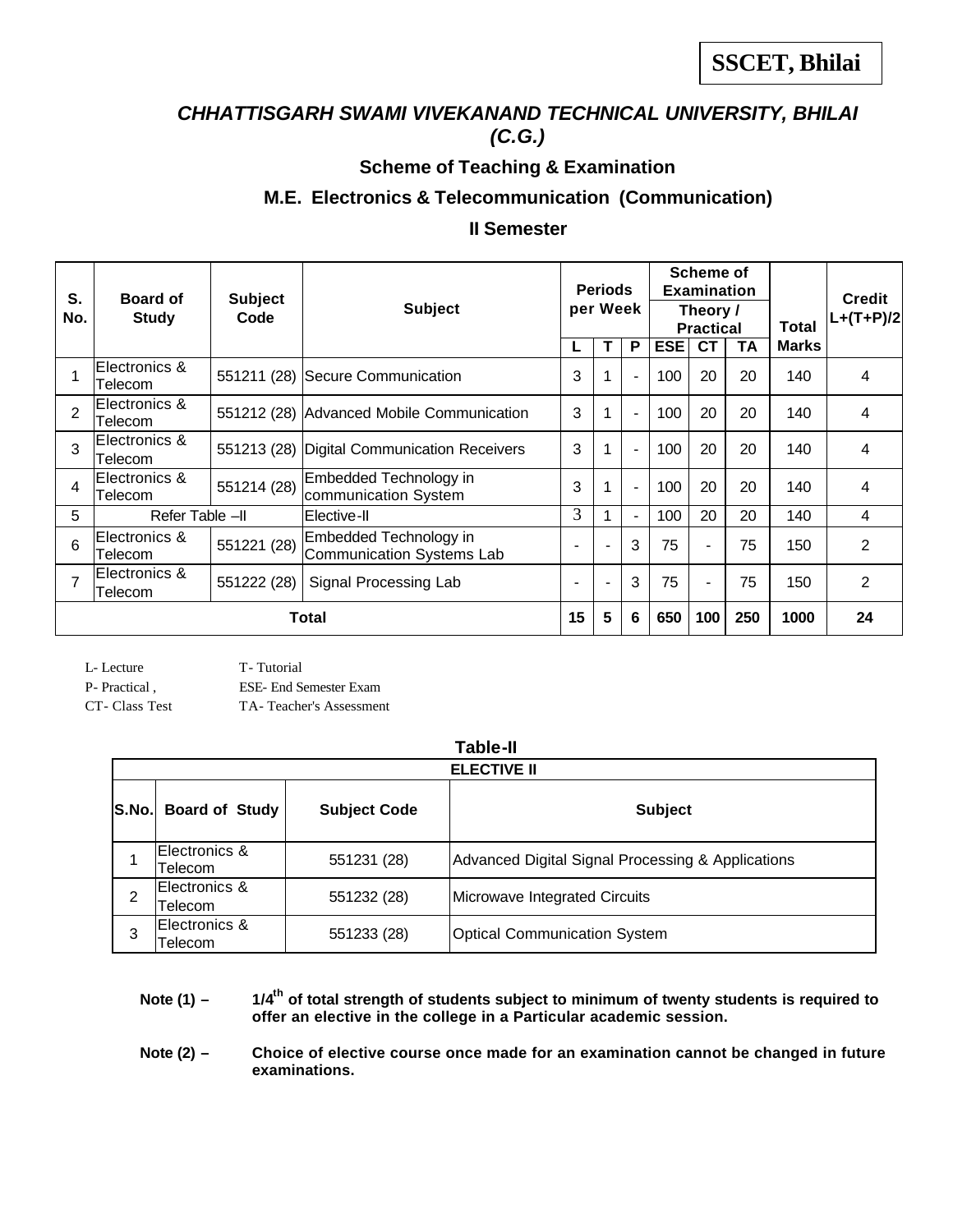**SSCET, Bhilai**

## *CHHATTISGARH SWAMI VIVEKANAND TECHNICAL UNIVERSITY, BHILAI (C.G.)*

### Scheme of Teaching & Examination

### M.E. Electronics & Telecommunication (Communication)

### II Semester

| S. No. | Board of Study | Subject Code | Subject | Periods per Week | | | Scheme of Examination Theory / Practical | | | Total Marks | Credit L+(T+P)/2 |
|---|---|---|---|---|---|---|---|---|---|---|---|
| | | | | L | T | P | ESE | CT | TA | | |
| 1 | Electronics & Telecom | 551211 (28) | Secure Communication | 3 | 1 | - | 100 | 20 | 20 | 140 | 4 |
| 2 | Electronics & Telecom | 551212 (28) | Advanced Mobile Communication | 3 | 1 | - | 100 | 20 | 20 | 140 | 4 |
| 3 | Electronics & Telecom | 551213 (28) | Digital Communication Receivers | 3 | 1 | - | 100 | 20 | 20 | 140 | 4 |
| 4 | Electronics & Telecom | 551214 (28) | Embedded Technology in communication System | 3 | 1 | - | 100 | 20 | 20 | 140 | 4 |
| 5 | Refer Table –II | | Elective-II | 3 | 1 | - | 100 | 20 | 20 | 140 | 4 |
| 6 | Electronics & Telecom | 551221 (28) | Embedded Technology in Communication Systems Lab | - | - | 3 | 75 | - | 75 | 150 | 2 |
| 7 | Electronics & Telecom | 551222 (28) | Signal Processing Lab | - | - | 3 | 75 | - | 75 | 150 | 2 |
| **Total** | | | | **15** | **5** | **6** | **650** | **100** | **250** | **1000** | **24** |

L- Lecture T- Tutorial
P- Practical , ESE- End Semester Exam
CT- Class Test TA- Teacher's Assessment

**Table-II**

| **ELECTIVE II** | | | |
|---|---|---|---|
| **S.No.** | **Board of Study** | **Subject Code** | **Subject** |
| 1 | Electronics & Telecom | 551231 (28) | Advanced Digital Signal Processing & Applications |
| 2 | Electronics & Telecom | 551232 (28) | Microwave Integrated Circuits |
| 3 | Electronics & Telecom | 551233 (28) | Optical Communication System |

**Note (1) –** **1/4th of total strength of students subject to minimum of twenty students is required to offer an elective in the college in a Particular academic session.**

**Note (2) –** **Choice of elective course once made for an examination cannot be changed in future examinations.**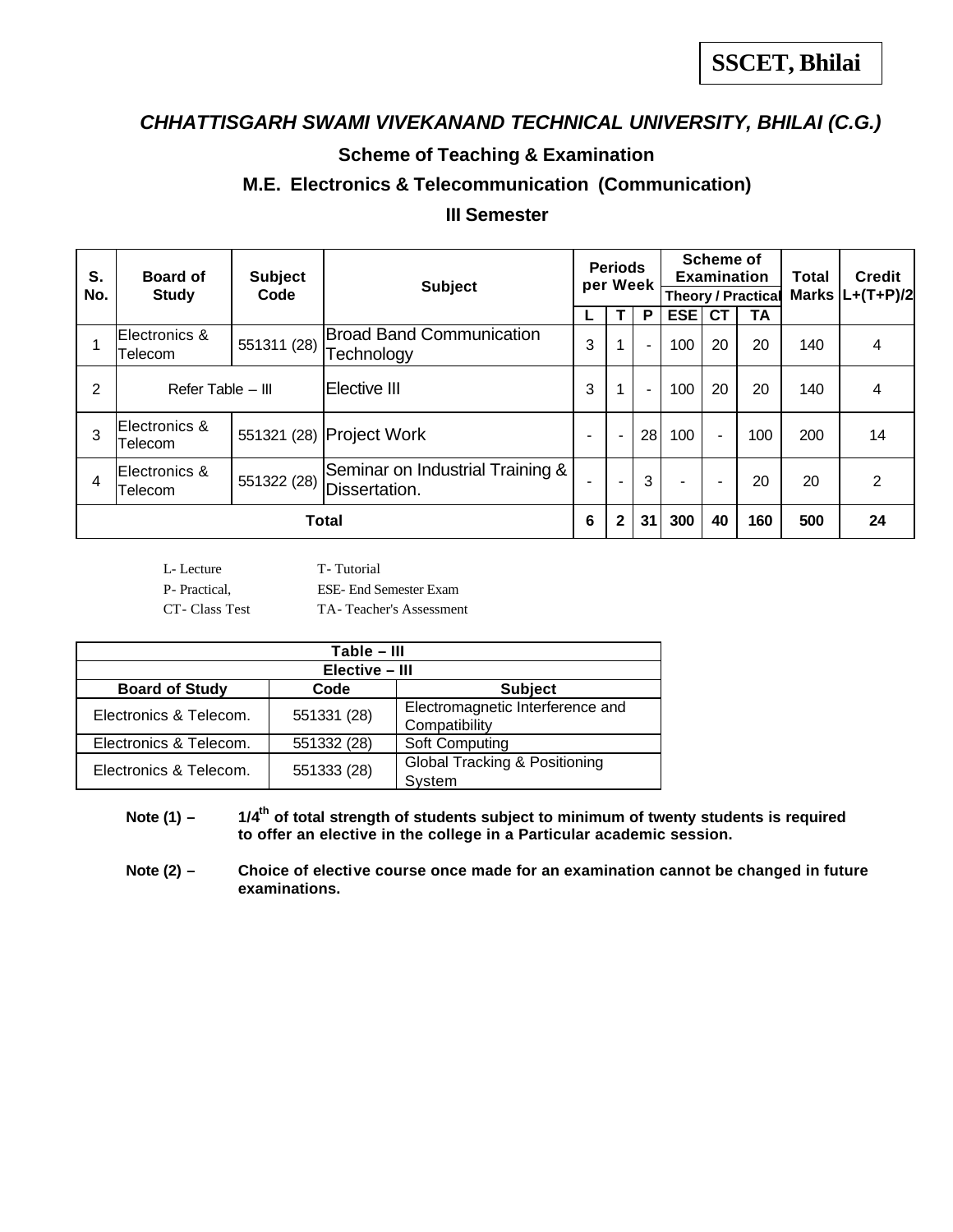**SSCET, Bhilai**

## *CHHATTISGARH SWAMI VIVEKANAND TECHNICAL UNIVERSITY, BHILAI (C.G.)*

### Scheme of Teaching & Examination

### M.E. Electronics & Telecommunication (Communication)

### III Semester

| S. No. | Board of Study | Subject Code | Subject | Periods per Week | | | Scheme of Examination Theory / Practical | | | Total Marks | Credit L+(T+P)/2 |
|---|---|---|---|---|---|---|---|---|---|---|---|
| | | | | L | T | P | ESE | CT | TA | | |
| 1 | Electronics & Telecom | 551311 (28) | Broad Band Communication Technology | 3 | 1 | - | 100 | 20 | 20 | 140 | 4 |
| 2 | Refer Table – III | | Elective III | 3 | 1 | - | 100 | 20 | 20 | 140 | 4 |
| 3 | Electronics & Telecom | 551321 (28) | Project Work | - | - | 28 | 100 | - | 100 | 200 | 14 |
| 4 | Electronics & Telecom | 551322 (28) | Seminar on Industrial Training & Dissertation. | - | - | 3 | - | - | 20 | 20 | 2 |
| **Total** | | | | **6** | **2** | **31** | **300** | **40** | **160** | **500** | **24** |

L- Lecture &nbsp;&nbsp;&nbsp;&nbsp; T- Tutorial
P- Practical, &nbsp;&nbsp;&nbsp;&nbsp; ESE- End Semester Exam
CT- Class Test &nbsp;&nbsp;&nbsp;&nbsp; TA- Teacher's Assessment

| Table – III | | |
|---|---|---|
| **Elective – III** | | |
| **Board of Study** | **Code** | **Subject** |
| Electronics & Telecom. | 551331 (28) | Electromagnetic Interference and Compatibility |
| Electronics & Telecom. | 551332 (28) | Soft Computing |
| Electronics & Telecom. | 551333 (28) | Global Tracking & Positioning System |

**Note (1) –** **$1/4^{th}$ of total strength of students subject to minimum of twenty students is required to offer an elective in the college in a Particular academic session.**

**Note (2) –** **Choice of elective course once made for an examination cannot be changed in future examinations.**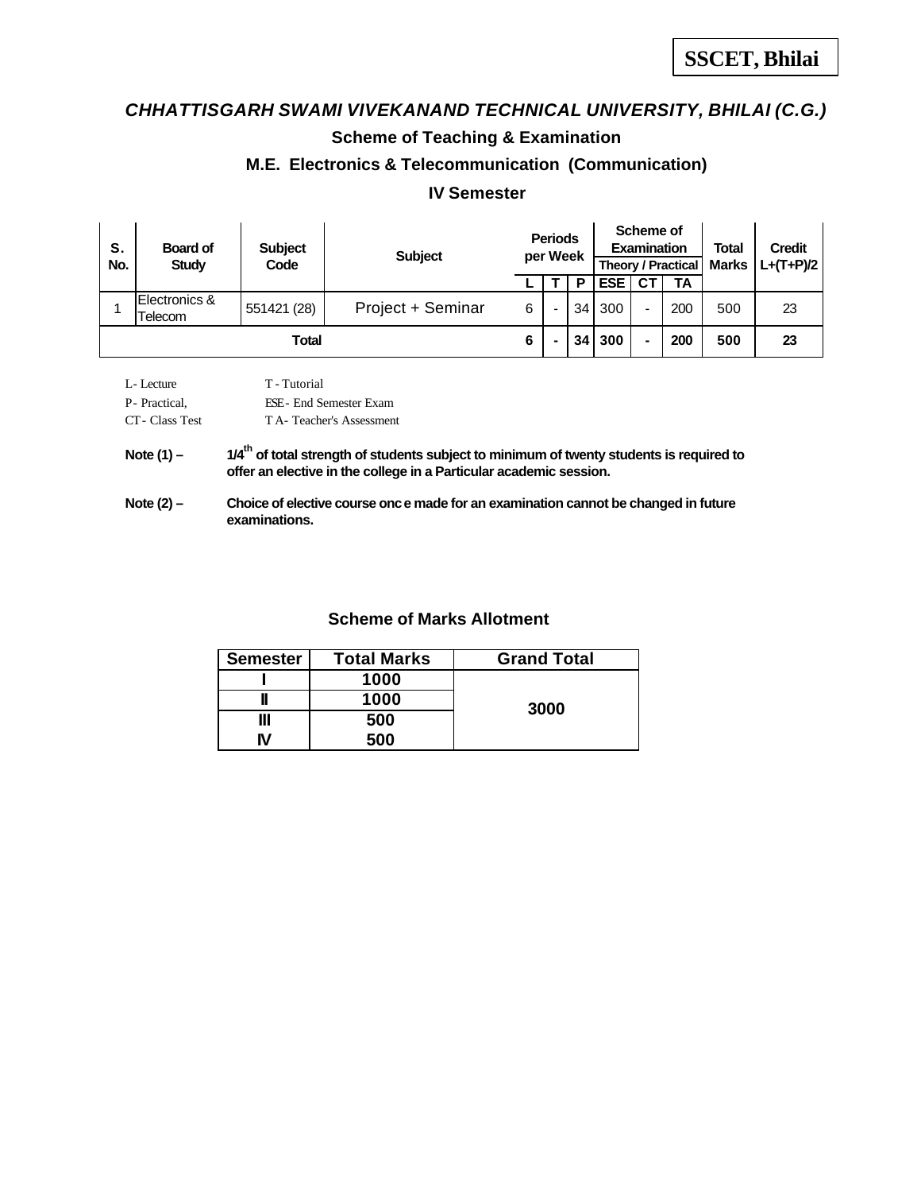SSCET, Bhilai

## *CHHATTISGARH SWAMI VIVEKANAND TECHNICAL UNIVERSITY, BHILAI (C.G.)*

### Scheme of Teaching & Examination

### M.E. Electronics & Telecommunication (Communication)

### IV Semester

| S. No. | Board of Study | Subject Code | Subject | Periods per Week | | | Scheme of Examination Theory / Practical | | | Total Marks | Credit L+(T+P)/2 |
|---|---|---|---|---|---|---|---|---|---|---|---|
| | | | | L | T | P | ESE | CT | TA | | |
| 1 | Electronics & Telecom | 551421 (28) | Project + Seminar | 6 | - | 34 | 300 | - | 200 | 500 | 23 |
| **Total** | | | | **6** | **-** | **34** | **300** | **-** | **200** | **500** | **23** |

L- Lecture　　T - Tutorial
P- Practical,　　ESE- End Semester Exam
CT - Class Test　　T A- Teacher's Assessment

**Note (1) –** **1/4th of total strength of students subject to minimum of twenty students is required to offer an elective in the college in a Particular academic session.**

**Note (2) –** **Choice of elective course once made for an examination cannot be changed in future examinations.**

### Scheme of Marks Allotment

| Semester | Total Marks | Grand Total |
|---|---|---|
| I | 1000 | 3000 |
| II | 1000 | |
| III | 500 | |
| IV | 500 | |